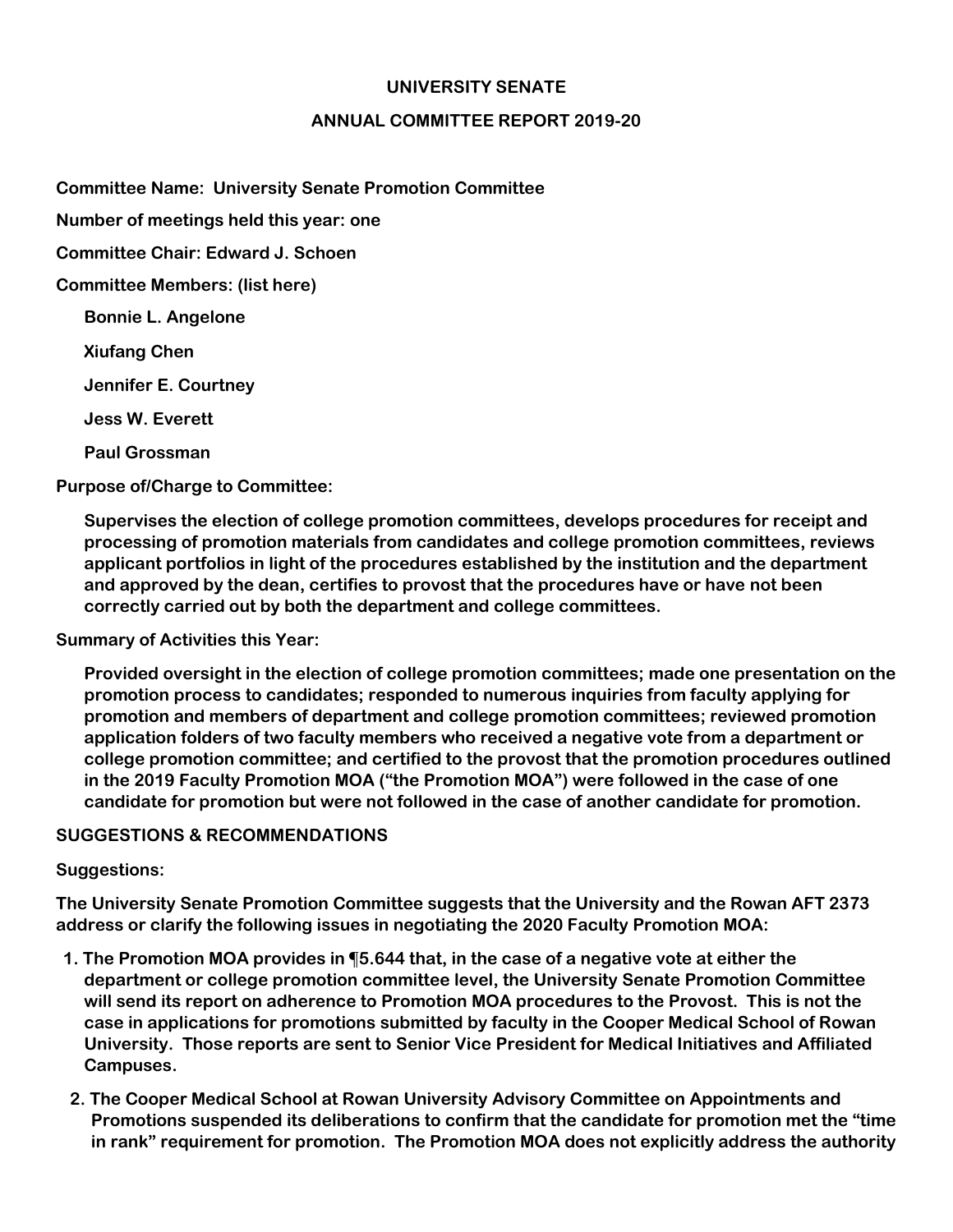**UNIVERSITY SENATE**

**ANNUAL COMMITTEE REPORT 2019-20**

**Committee Name: University Senate Promotion Committee**

**Number of meetings held this year: one**

**Committee Chair: Edward J. Schoen**

**Committee Members: (list here)**

**Bonnie L. Angelone**

**Xiufang Chen**

**Jennifer E. Courtney**

**Jess W. Everett**

**Paul Grossman**

**Purpose of/Charge to Committee:**

**Supervises the election of college promotion committees, develops procedures for receipt and processing of promotion materials from candidates and college promotion committees, reviews applicant portfolios in light of the procedures established by the institution and the department and approved by the dean, certifies to provost that the procedures have or have not been correctly carried out by both the department and college committees.**

**Summary of Activities this Year:**

**Provided oversight in the election of college promotion committees; made one presentation on the promotion process to candidates; responded to numerous inquiries from faculty applying for promotion and members of department and college promotion committees; reviewed promotion application folders of two faculty members who received a negative vote from a department or college promotion committee; and certified to the provost that the promotion procedures outlined in the 2019 Faculty Promotion MOA ("the Promotion MOA") were followed in the case of one candidate for promotion but were not followed in the case of another candidate for promotion.**

**SUGGESTIONS & RECOMMENDATIONS**

**Suggestions:**

**The University Senate Promotion Committee suggests that the University and the Rowan AFT 2373 address or clarify the following issues in negotiating the 2020 Faculty Promotion MOA:**

1. **The Promotion MOA provides in ¶5.644 that, in the case of a negative vote at either the department or college promotion committee level, the University Senate Promotion Committee will send its report on adherence to Promotion MOA procedures to the Provost. This is not the case in applications for promotions submitted by faculty in the Cooper Medical School of Rowan University. Those reports are sent to Senior Vice President for Medical Initiatives and Affiliated Campuses.**
2. **The Cooper Medical School at Rowan University Advisory Committee on Appointments and Promotions suspended its deliberations to confirm that the candidate for promotion met the "time in rank" requirement for promotion. The Promotion MOA does not explicitly address the authority**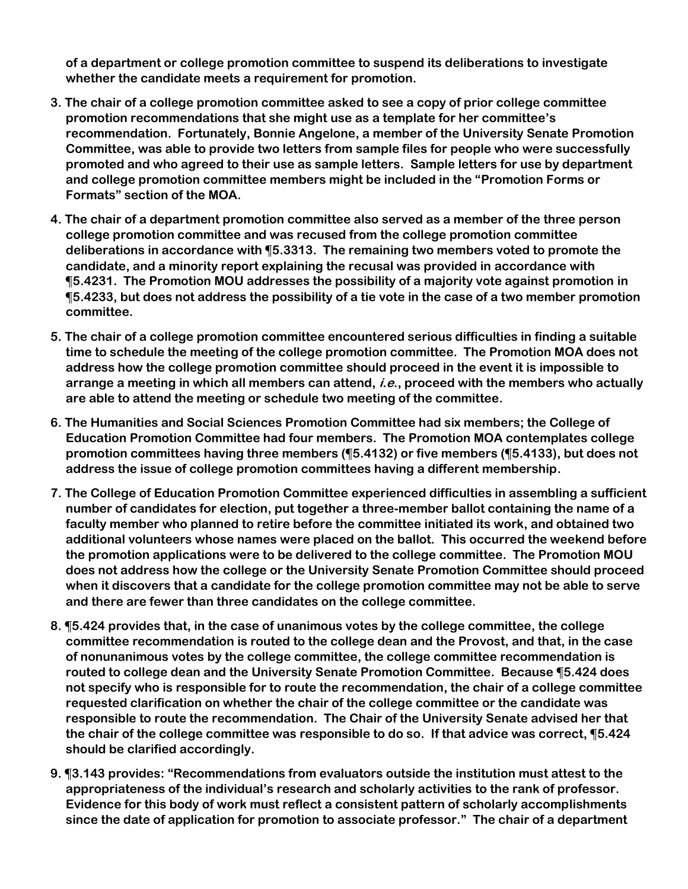**of a department or college promotion committee to suspend its deliberations to investigate whether the candidate meets a requirement for promotion.**

3. **The chair of a college promotion committee asked to see a copy of prior college committee promotion recommendations that she might use as a template for her committee's recommendation. Fortunately, Bonnie Angelone, a member of the University Senate Promotion Committee, was able to provide two letters from sample files for people who were successfully promoted and who agreed to their use as sample letters. Sample letters for use by department and college promotion committee members might be included in the "Promotion Forms or Formats" section of the MOA.**

4. **The chair of a department promotion committee also served as a member of the three person college promotion committee and was recused from the college promotion committee deliberations in accordance with ¶5.3313. The remaining two members voted to promote the candidate, and a minority report explaining the recusal was provided in accordance with ¶5.4231. The Promotion MOU addresses the possibility of a majority vote against promotion in ¶5.4233, but does not address the possibility of a tie vote in the case of a two member promotion committee.**

5. **The chair of a college promotion committee encountered serious difficulties in finding a suitable time to schedule the meeting of the college promotion committee. The Promotion MOA does not address how the college promotion committee should proceed in the event it is impossible to arrange a meeting in which all members can attend, *i.e.*, proceed with the members who actually are able to attend the meeting or schedule two meeting of the committee.**

6. **The Humanities and Social Sciences Promotion Committee had six members; the College of Education Promotion Committee had four members. The Promotion MOA contemplates college promotion committees having three members (¶5.4132) or five members (¶5.4133), but does not address the issue of college promotion committees having a different membership.**

7. **The College of Education Promotion Committee experienced difficulties in assembling a sufficient number of candidates for election, put together a three-member ballot containing the name of a faculty member who planned to retire before the committee initiated its work, and obtained two additional volunteers whose names were placed on the ballot. This occurred the weekend before the promotion applications were to be delivered to the college committee. The Promotion MOU does not address how the college or the University Senate Promotion Committee should proceed when it discovers that a candidate for the college promotion committee may not be able to serve and there are fewer than three candidates on the college committee.**

8. **¶5.424 provides that, in the case of unanimous votes by the college committee, the college committee recommendation is routed to the college dean and the Provost, and that, in the case of nonunanimous votes by the college committee, the college committee recommendation is routed to college dean and the University Senate Promotion Committee. Because ¶5.424 does not specify who is responsible for to route the recommendation, the chair of a college committee requested clarification on whether the chair of the college committee or the candidate was responsible to route the recommendation. The Chair of the University Senate advised her that the chair of the college committee was responsible to do so. If that advice was correct, ¶5.424 should be clarified accordingly.**

9. **¶3.143 provides: "Recommendations from evaluators outside the institution must attest to the appropriateness of the individual's research and scholarly activities to the rank of professor. Evidence for this body of work must reflect a consistent pattern of scholarly accomplishments since the date of application for promotion to associate professor." The chair of a department**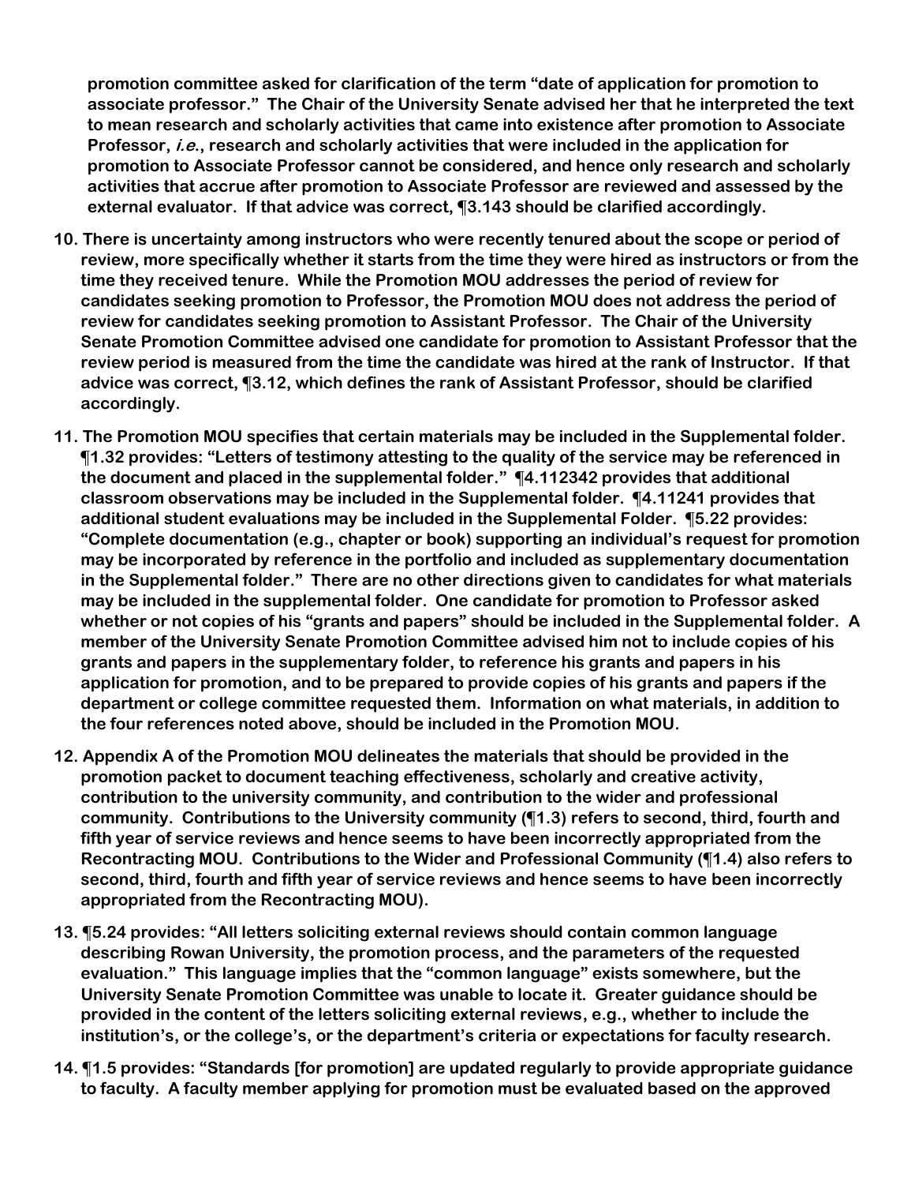**promotion committee asked for clarification of the term "date of application for promotion to associate professor." The Chair of the University Senate advised her that he interpreted the text to mean research and scholarly activities that came into existence after promotion to Associate Professor, *i.e.*, research and scholarly activities that were included in the application for promotion to Associate Professor cannot be considered, and hence only research and scholarly activities that accrue after promotion to Associate Professor are reviewed and assessed by the external evaluator. If that advice was correct, ¶3.143 should be clarified accordingly.**

10. **There is uncertainty among instructors who were recently tenured about the scope or period of review, more specifically whether it starts from the time they were hired as instructors or from the time they received tenure. While the Promotion MOU addresses the period of review for candidates seeking promotion to Professor, the Promotion MOU does not address the period of review for candidates seeking promotion to Assistant Professor. The Chair of the University Senate Promotion Committee advised one candidate for promotion to Assistant Professor that the review period is measured from the time the candidate was hired at the rank of Instructor. If that advice was correct, ¶3.12, which defines the rank of Assistant Professor, should be clarified accordingly.**

11. **The Promotion MOU specifies that certain materials may be included in the Supplemental folder. ¶1.32 provides: "Letters of testimony attesting to the quality of the service may be referenced in the document and placed in the supplemental folder." ¶4.112342 provides that additional classroom observations may be included in the Supplemental folder. ¶4.11241 provides that additional student evaluations may be included in the Supplemental Folder. ¶5.22 provides: "Complete documentation (e.g., chapter or book) supporting an individual's request for promotion may be incorporated by reference in the portfolio and included as supplementary documentation in the Supplemental folder." There are no other directions given to candidates for what materials may be included in the supplemental folder. One candidate for promotion to Professor asked whether or not copies of his "grants and papers" should be included in the Supplemental folder. A member of the University Senate Promotion Committee advised him not to include copies of his grants and papers in the supplementary folder, to reference his grants and papers in his application for promotion, and to be prepared to provide copies of his grants and papers if the department or college committee requested them. Information on what materials, in addition to the four references noted above, should be included in the Promotion MOU.**

12. **Appendix A of the Promotion MOU delineates the materials that should be provided in the promotion packet to document teaching effectiveness, scholarly and creative activity, contribution to the university community, and contribution to the wider and professional community. Contributions to the University community (¶1.3) refers to second, third, fourth and fifth year of service reviews and hence seems to have been incorrectly appropriated from the Recontracting MOU. Contributions to the Wider and Professional Community (¶1.4) also refers to second, third, fourth and fifth year of service reviews and hence seems to have been incorrectly appropriated from the Recontracting MOU).**

13. **¶5.24 provides: "All letters soliciting external reviews should contain common language describing Rowan University, the promotion process, and the parameters of the requested evaluation." This language implies that the "common language" exists somewhere, but the University Senate Promotion Committee was unable to locate it. Greater guidance should be provided in the content of the letters soliciting external reviews, e.g., whether to include the institution's, or the college's, or the department's criteria or expectations for faculty research.**

14. **¶1.5 provides: "Standards [for promotion] are updated regularly to provide appropriate guidance to faculty. A faculty member applying for promotion must be evaluated based on the approved**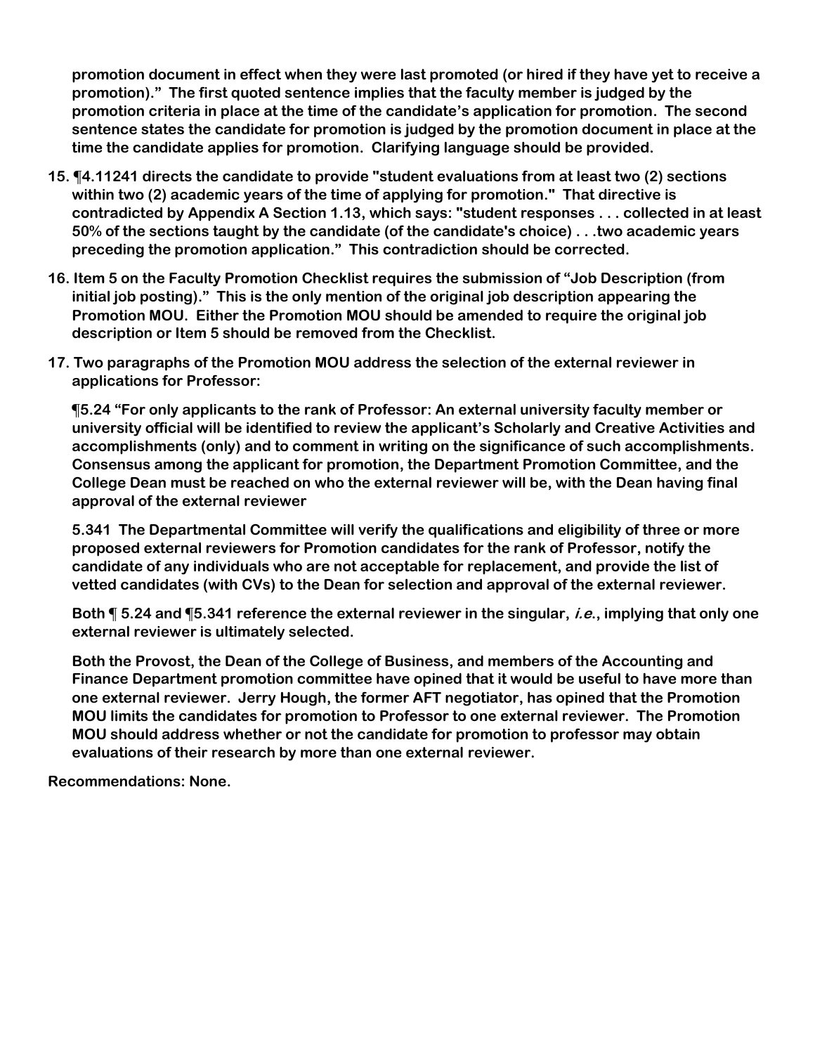**promotion document in effect when they were last promoted (or hired if they have yet to receive a promotion)." The first quoted sentence implies that the faculty member is judged by the promotion criteria in place at the time of the candidate's application for promotion. The second sentence states the candidate for promotion is judged by the promotion document in place at the time the candidate applies for promotion. Clarifying language should be provided.**

15. **¶4.11241 directs the candidate to provide "student evaluations from at least two (2) sections within two (2) academic years of the time of applying for promotion." That directive is contradicted by Appendix A Section 1.13, which says: "student responses . . . collected in at least 50% of the sections taught by the candidate (of the candidate's choice) . . .two academic years preceding the promotion application." This contradiction should be corrected.**

16. **Item 5 on the Faculty Promotion Checklist requires the submission of "Job Description (from initial job posting)." This is the only mention of the original job description appearing the Promotion MOU. Either the Promotion MOU should be amended to require the original job description or Item 5 should be removed from the Checklist.**

17. **Two paragraphs of the Promotion MOU address the selection of the external reviewer in applications for Professor:**

    **¶5.24 "For only applicants to the rank of Professor: An external university faculty member or university official will be identified to review the applicant's Scholarly and Creative Activities and accomplishments (only) and to comment in writing on the significance of such accomplishments. Consensus among the applicant for promotion, the Department Promotion Committee, and the College Dean must be reached on who the external reviewer will be, with the Dean having final approval of the external reviewer**

    **5.341 The Departmental Committee will verify the qualifications and eligibility of three or more proposed external reviewers for Promotion candidates for the rank of Professor, notify the candidate of any individuals who are not acceptable for replacement, and provide the list of vetted candidates (with CVs) to the Dean for selection and approval of the external reviewer.**

    **Both ¶ 5.24 and ¶5.341 reference the external reviewer in the singular, *i.e.*, implying that only one external reviewer is ultimately selected.**

    **Both the Provost, the Dean of the College of Business, and members of the Accounting and Finance Department promotion committee have opined that it would be useful to have more than one external reviewer. Jerry Hough, the former AFT negotiator, has opined that the Promotion MOU limits the candidates for promotion to Professor to one external reviewer. The Promotion MOU should address whether or not the candidate for promotion to professor may obtain evaluations of their research by more than one external reviewer.**

**Recommendations: None.**